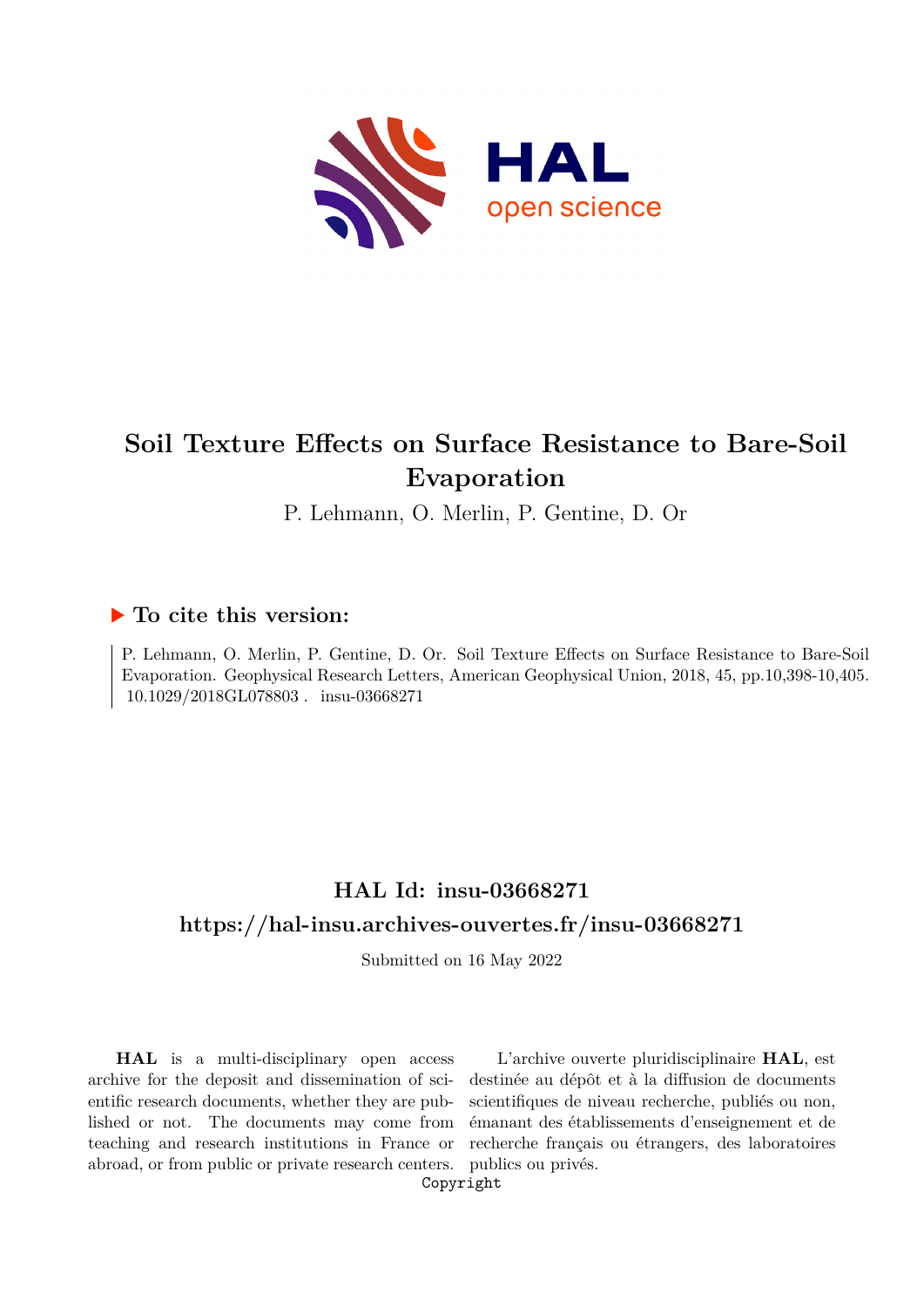# Soil Texture Effects on Surface Resistance to Bare-Soil Evaporation

P. Lehmann, O. Merlin, P. Gentine, D. Or

### ▶ To cite this version:

P. Lehmann, O. Merlin, P. Gentine, D. Or. Soil Texture Effects on Surface Resistance to Bare-Soil Evaporation. Geophysical Research Letters, American Geophysical Union, 2018, 45, pp.10,398-10,405. 10.1029/2018GL078803 . insu-03668271

## HAL Id: insu-03668271

## https://hal-insu.archives-ouvertes.fr/insu-03668271

Submitted on 16 May 2022

**HAL** is a multi-disciplinary open access archive for the deposit and dissemination of scientific research documents, whether they are published or not. The documents may come from teaching and research institutions in France or abroad, or from public or private research centers.

L'archive ouverte pluridisciplinaire **HAL**, est destinée au dépôt et à la diffusion de documents scientifiques de niveau recherche, publiés ou non, émanant des établissements d'enseignement et de recherche français ou étrangers, des laboratoires publics ou privés.

Copyright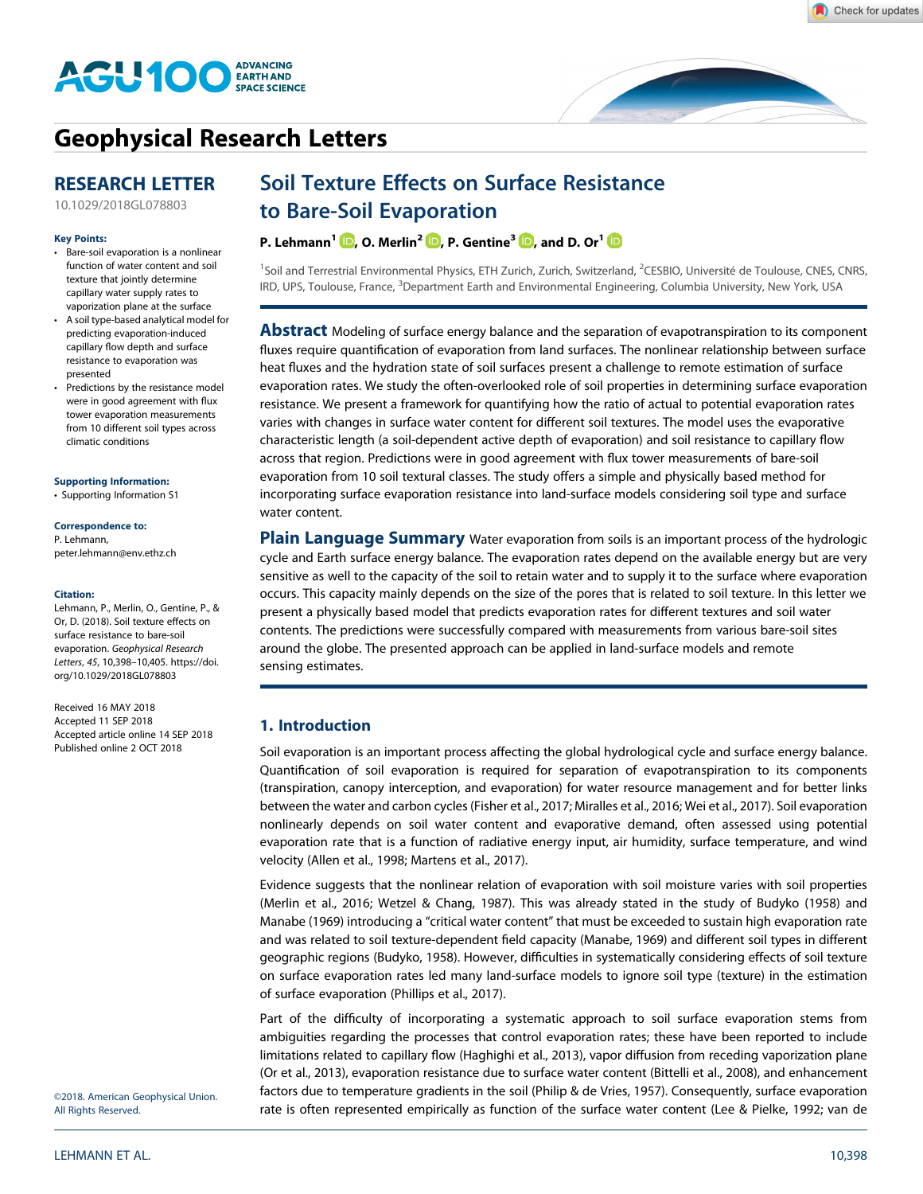# Geophysical Research Letters

## RESEARCH LETTER

10.1029/2018GL078803

**Key Points:**

- Bare-soil evaporation is a nonlinear function of water content and soil texture that jointly determine capillary water supply rates to vaporization plane at the surface
- A soil type-based analytical model for predicting evaporation-induced capillary flow depth and surface resistance to evaporation was presented
- Predictions by the resistance model were in good agreement with flux tower evaporation measurements from 10 different soil types across climatic conditions

**Supporting Information:**

- Supporting Information S1

**Correspondence to:**

P. Lehmann,
peter.lehmann@env.ethz.ch

**Citation:**

Lehmann, P., Merlin, O., Gentine, P., & Or, D. (2018). Soil texture effects on surface resistance to bare-soil evaporation. *Geophysical Research Letters*, *45*, 10,398–10,405. https://doi.org/10.1029/2018GL078803

Received 16 MAY 2018
Accepted 11 SEP 2018
Accepted article online 14 SEP 2018
Published online 2 OCT 2018

©2018. American Geophysical Union. All Rights Reserved.

# Soil Texture Effects on Surface Resistance to Bare-Soil Evaporation

**P. Lehmann[1], O. Merlin[2], P. Gentine[3], and D. Or[1]**

[1]Soil and Terrestrial Environmental Physics, ETH Zurich, Zurich, Switzerland, [2]CESBIO, Université de Toulouse, CNES, CNRS, IRD, UPS, Toulouse, France, [3]Department Earth and Environmental Engineering, Columbia University, New York, USA

**Abstract** Modeling of surface energy balance and the separation of evapotranspiration to its component fluxes require quantification of evaporation from land surfaces. The nonlinear relationship between surface heat fluxes and the hydration state of soil surfaces present a challenge to remote estimation of surface evaporation rates. We study the often-overlooked role of soil properties in determining surface evaporation resistance. We present a framework for quantifying how the ratio of actual to potential evaporation rates varies with changes in surface water content for different soil textures. The model uses the evaporative characteristic length (a soil-dependent active depth of evaporation) and soil resistance to capillary flow across that region. Predictions were in good agreement with flux tower measurements of bare-soil evaporation from 10 soil textural classes. The study offers a simple and physically based method for incorporating surface evaporation resistance into land-surface models considering soil type and surface water content.

**Plain Language Summary** Water evaporation from soils is an important process of the hydrologic cycle and Earth surface energy balance. The evaporation rates depend on the available energy but are very sensitive as well to the capacity of the soil to retain water and to supply it to the surface where evaporation occurs. This capacity mainly depends on the size of the pores that is related to soil texture. In this letter we present a physically based model that predicts evaporation rates for different textures and soil water contents. The predictions were successfully compared with measurements from various bare-soil sites around the globe. The presented approach can be applied in land-surface models and remote sensing estimates.

## 1. Introduction

Soil evaporation is an important process affecting the global hydrological cycle and surface energy balance. Quantification of soil evaporation is required for separation of evapotranspiration to its components (transpiration, canopy interception, and evaporation) for water resource management and for better links between the water and carbon cycles (Fisher et al., 2017; Miralles et al., 2016; Wei et al., 2017). Soil evaporation nonlinearly depends on soil water content and evaporative demand, often assessed using potential evaporation rate that is a function of radiative energy input, air humidity, surface temperature, and wind velocity (Allen et al., 1998; Martens et al., 2017).

Evidence suggests that the nonlinear relation of evaporation with soil moisture varies with soil properties (Merlin et al., 2016; Wetzel & Chang, 1987). This was already stated in the study of Budyko (1958) and Manabe (1969) introducing a "critical water content" that must be exceeded to sustain high evaporation rate and was related to soil texture-dependent field capacity (Manabe, 1969) and different soil types in different geographic regions (Budyko, 1958). However, difficulties in systematically considering effects of soil texture on surface evaporation rates led many land-surface models to ignore soil type (texture) in the estimation of surface evaporation (Phillips et al., 2017).

Part of the difficulty of incorporating a systematic approach to soil surface evaporation stems from ambiguities regarding the processes that control evaporation rates; these have been reported to include limitations related to capillary flow (Haghighi et al., 2013), vapor diffusion from receding vaporization plane (Or et al., 2013), evaporation resistance due to surface water content (Bittelli et al., 2008), and enhancement factors due to temperature gradients in the soil (Philip & de Vries, 1957). Consequently, surface evaporation rate is often represented empirically as function of the surface water content (Lee & Pielke, 1992; van de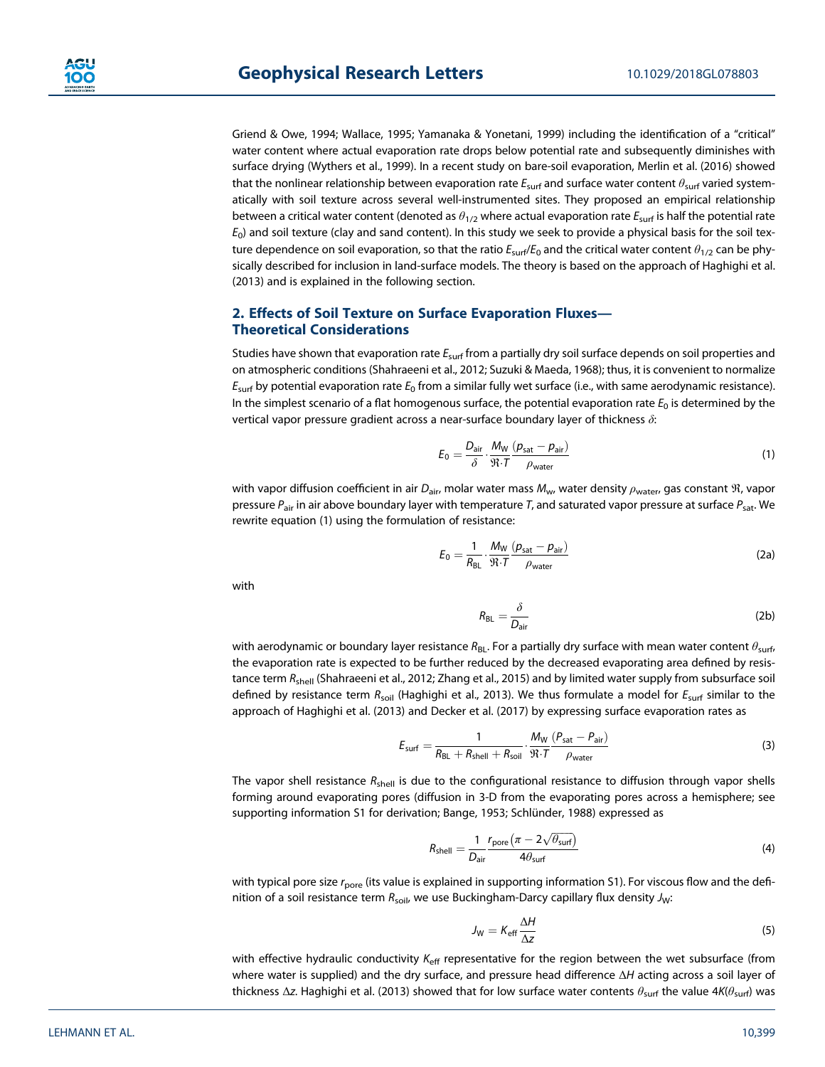Griend & Owe, 1994; Wallace, 1995; Yamanaka & Yonetani, 1999) including the identification of a "critical" water content where actual evaporation rate drops below potential rate and subsequently diminishes with surface drying (Wythers et al., 1999). In a recent study on bare-soil evaporation, Merlin et al. (2016) showed that the nonlinear relationship between evaporation rate $E_{surf}$ and surface water content $\theta_{surf}$ varied systematically with soil texture across several well-instrumented sites. They proposed an empirical relationship between a critical water content (denoted as $\theta_{1/2}$ where actual evaporation rate $E_{surf}$ is half the potential rate $E_0$) and soil texture (clay and sand content). In this study we seek to provide a physical basis for the soil texture dependence on soil evaporation, so that the ratio $E_{surf}/E_0$ and the critical water content $\theta_{1/2}$ can be physically described for inclusion in land-surface models. The theory is based on the approach of Haghighi et al. (2013) and is explained in the following section.

## 2. Effects of Soil Texture on Surface Evaporation Fluxes—Theoretical Considerations

Studies have shown that evaporation rate $E_{surf}$ from a partially dry soil surface depends on soil properties and on atmospheric conditions (Shahraeeni et al., 2012; Suzuki & Maeda, 1968); thus, it is convenient to normalize $E_{surf}$ by potential evaporation rate $E_0$ from a similar fully wet surface (i.e., with same aerodynamic resistance). In the simplest scenario of a flat homogenous surface, the potential evaporation rate $E_0$ is determined by the vertical vapor pressure gradient across a near-surface boundary layer of thickness $\delta$:

$$E_0 = \frac{D_{air}}{\delta} \cdot \frac{M_W}{\Re \cdot T} \frac{(p_{sat} - p_{air})}{\rho_{water}} \tag{1}$$

with vapor diffusion coefficient in air $D_{air}$, molar water mass $M_w$, water density $\rho_{water}$, gas constant $\Re$, vapor pressure $P_{air}$ in air above boundary layer with temperature $T$, and saturated vapor pressure at surface $P_{sat}$. We rewrite equation (1) using the formulation of resistance:

$$E_0 = \frac{1}{R_{BL}} \cdot \frac{M_W}{\Re \cdot T} \frac{(p_{sat} - p_{air})}{\rho_{water}} \tag{2a}$$

with

$$R_{BL} = \frac{\delta}{D_{air}} \tag{2b}$$

with aerodynamic or boundary layer resistance $R_{BL}$. For a partially dry surface with mean water content $\theta_{surf}$, the evaporation rate is expected to be further reduced by the decreased evaporating area defined by resistance term $R_{shell}$ (Shahraeeni et al., 2012; Zhang et al., 2015) and by limited water supply from subsurface soil defined by resistance term $R_{soil}$ (Haghighi et al., 2013). We thus formulate a model for $E_{surf}$ similar to the approach of Haghighi et al. (2013) and Decker et al. (2017) by expressing surface evaporation rates as

$$E_{surf} = \frac{1}{R_{BL} + R_{shell} + R_{soil}} \cdot \frac{M_W}{\Re \cdot T} \frac{(P_{sat} - P_{air})}{\rho_{water}} \tag{3}$$

The vapor shell resistance $R_{shell}$ is due to the configurational resistance to diffusion through vapor shells forming around evaporating pores (diffusion in 3-D from the evaporating pores across a hemisphere; see supporting information S1 for derivation; Bange, 1953; Schlünder, 1988) expressed as

$$R_{shell} = \frac{1}{D_{air}} \frac{r_{pore}\left(\pi - 2\sqrt{\theta_{surf}}\right)}{4\theta_{surf}} \tag{4}$$

with typical pore size $r_{pore}$ (its value is explained in supporting information S1). For viscous flow and the definition of a soil resistance term $R_{soil}$, we use Buckingham-Darcy capillary flux density $J_W$:

$$J_W = K_{eff} \frac{\Delta H}{\Delta z} \tag{5}$$

with effective hydraulic conductivity $K_{eff}$ representative for the region between the wet subsurface (from where water is supplied) and the dry surface, and pressure head difference $\Delta H$ acting across a soil layer of thickness $\Delta z$. Haghighi et al. (2013) showed that for low surface water contents $\theta_{surf}$ the value $4K(\theta_{surf})$ was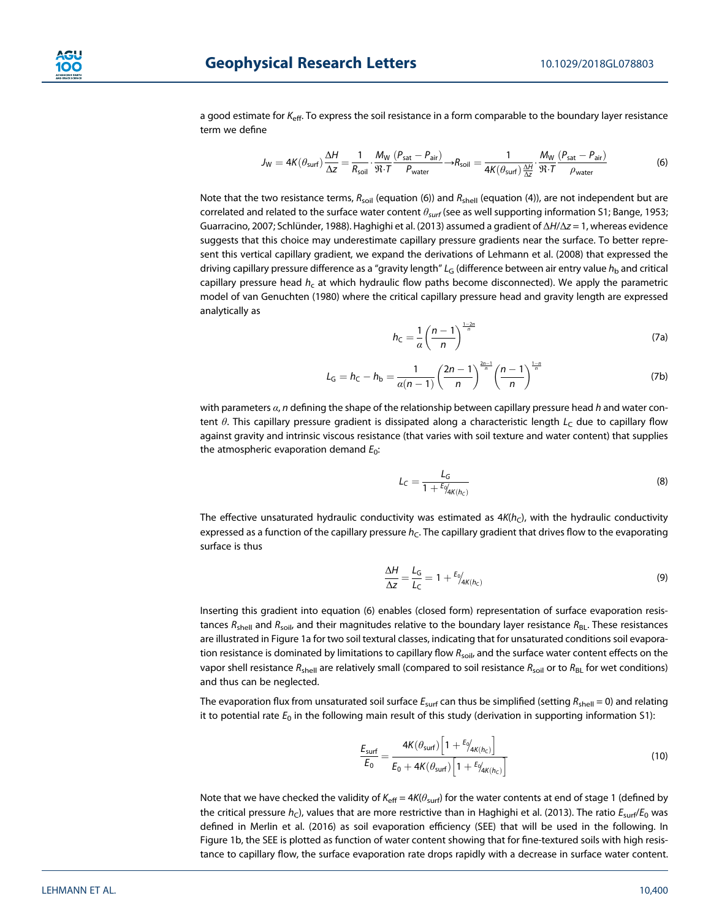a good estimate for $K_{eff}$. To express the soil resistance in a form comparable to the boundary layer resistance term we define

$$J_W = 4K(\theta_{surf})\frac{\Delta H}{\Delta z} = \frac{1}{R_{soil}} \cdot \frac{M_W}{\Re \cdot T}\frac{(P_{sat} - P_{air})}{P_{water}} \rightarrow R_{soil} = \frac{1}{4K(\theta_{surf})\frac{\Delta H}{\Delta z}} \cdot \frac{M_W}{\Re \cdot T}\frac{(P_{sat} - P_{air})}{\rho_{water}} \tag{6}$$

Note that the two resistance terms, $R_{soil}$ (equation (6)) and $R_{shell}$ (equation (4)), are not independent but are correlated and related to the surface water content $\theta_{surf}$ (see as well supporting information S1; Bange, 1953; Guarracino, 2007; Schlünder, 1988). Haghighi et al. (2013) assumed a gradient of $\Delta H/\Delta z = 1$, whereas evidence suggests that this choice may underestimate capillary pressure gradients near the surface. To better represent this vertical capillary gradient, we expand the derivations of Lehmann et al. (2008) that expressed the driving capillary pressure difference as a "gravity length" $L_G$ (difference between air entry value $h_b$ and critical capillary pressure head $h_c$ at which hydraulic flow paths become disconnected). We apply the parametric model of van Genuchten (1980) where the critical capillary pressure head and gravity length are expressed analytically as

$$h_C = \frac{1}{\alpha}\left(\frac{n-1}{n}\right)^{\frac{1-2n}{n}} \tag{7a}$$

$$L_G = h_C - h_b = \frac{1}{\alpha(n-1)}\left(\frac{2n-1}{n}\right)^{\frac{2n-1}{n}}\left(\frac{n-1}{n}\right)^{\frac{1-n}{n}} \tag{7b}$$

with parameters $\alpha$, $n$ defining the shape of the relationship between capillary pressure head $h$ and water content $\theta$. This capillary pressure gradient is dissipated along a characteristic length $L_C$ due to capillary flow against gravity and intrinsic viscous resistance (that varies with soil texture and water content) that supplies the atmospheric evaporation demand $E_0$:

$$L_C = \frac{L_G}{1 + {}^{E_0}\!/_{4K(h_C)}} \tag{8}$$

The effective unsaturated hydraulic conductivity was estimated as $4K(h_C)$, with the hydraulic conductivity expressed as a function of the capillary pressure $h_C$. The capillary gradient that drives flow to the evaporating surface is thus

$$\frac{\Delta H}{\Delta z} = \frac{L_G}{L_C} = 1 + {}^{E_0}\!/_{4K(h_C)} \tag{9}$$

Inserting this gradient into equation (6) enables (closed form) representation of surface evaporation resistances $R_{shell}$ and $R_{soil}$, and their magnitudes relative to the boundary layer resistance $R_{BL}$. These resistances are illustrated in Figure 1a for two soil textural classes, indicating that for unsaturated conditions soil evaporation resistance is dominated by limitations to capillary flow $R_{soil}$, and the surface water content effects on the vapor shell resistance $R_{shell}$ are relatively small (compared to soil resistance $R_{soil}$ or to $R_{BL}$ for wet conditions) and thus can be neglected.

The evaporation flux from unsaturated soil surface $E_{surf}$ can thus be simplified (setting $R_{shell} = 0$) and relating it to potential rate $E_0$ in the following main result of this study (derivation in supporting information S1):

$$\frac{E_{surf}}{E_0} = \frac{4K(\theta_{surf})\left[1 + {}^{E_0}\!/_{4K(h_C)}\right]}{E_0 + 4K(\theta_{surf})\left[1 + {}^{E_0}\!/_{4K(h_C)}\right]} \tag{10}$$

Note that we have checked the validity of $K_{eff} = 4K(\theta_{surf})$ for the water contents at end of stage 1 (defined by the critical pressure $h_C$), values that are more restrictive than in Haghighi et al. (2013). The ratio $E_{surf}/E_0$ was defined in Merlin et al. (2016) as soil evaporation efficiency (SEE) that will be used in the following. In Figure 1b, the SEE is plotted as function of water content showing that for fine-textured soils with high resistance to capillary flow, the surface evaporation rate drops rapidly with a decrease in surface water content.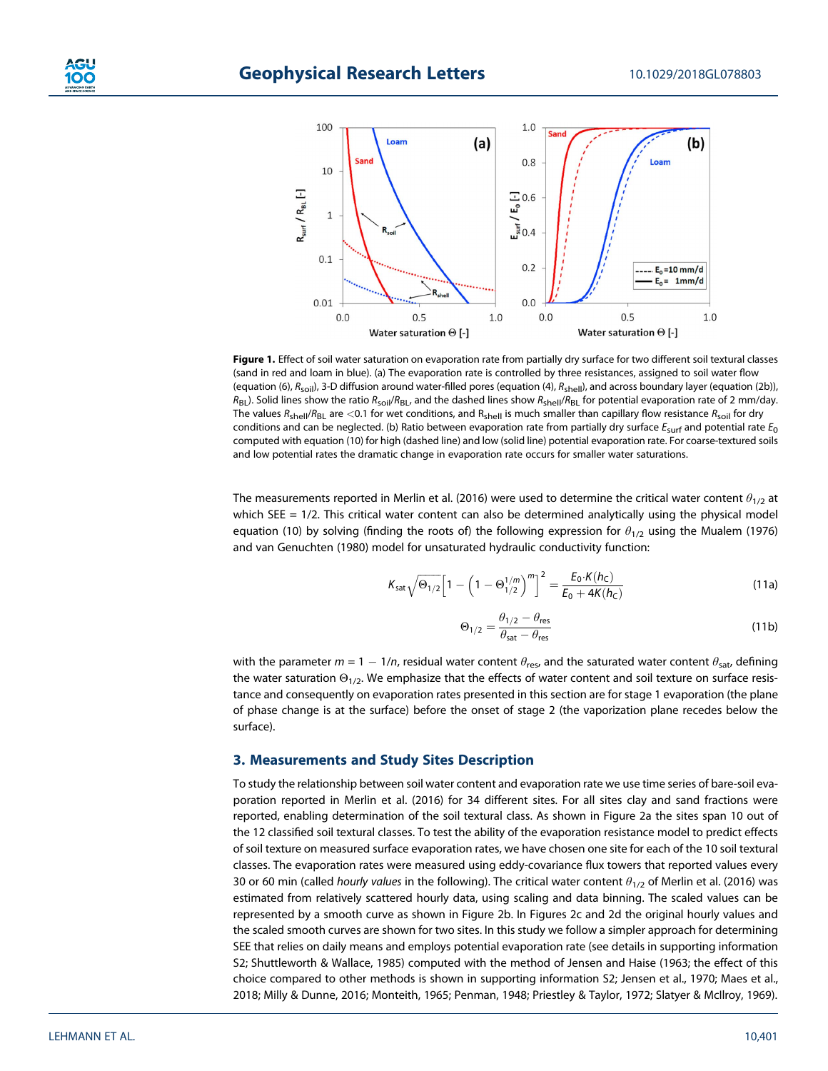**Figure 1.** Effect of soil water saturation on evaporation rate from partially dry surface for two different soil textural classes (sand in red and loam in blue). (a) The evaporation rate is controlled by three resistances, assigned to soil water flow (equation (6), $R_{soil}$), 3-D diffusion around water-filled pores (equation (4), $R_{shell}$), and across boundary layer (equation (2b)), $R_{BL}$). Solid lines show the ratio $R_{soil}/R_{BL}$, and the dashed lines show $R_{shell}/R_{BL}$ for potential evaporation rate of 2 mm/day. The values $R_{shell}/R_{BL}$ are <0.1 for wet conditions, and $R_{shell}$ is much smaller than capillary flow resistance $R_{soil}$ for dry conditions and can be neglected. (b) Ratio between evaporation rate from partially dry surface $E_{surf}$ and potential rate $E_0$ computed with equation (10) for high (dashed line) and low (solid line) potential evaporation rate. For coarse-textured soils and low potential rates the dramatic change in evaporation rate occurs for smaller water saturations.

The measurements reported in Merlin et al. (2016) were used to determine the critical water content $\theta_{1/2}$ at which SEE = 1/2. This critical water content can also be determined analytically using the physical model equation (10) by solving (finding the roots of) the following expression for $\theta_{1/2}$ using the Mualem (1976) and van Genuchten (1980) model for unsaturated hydraulic conductivity function:

$$K_{sat}\sqrt{\Theta_{1/2}}\left[1-\left(1-\Theta_{1/2}^{1/m}\right)^{m}\right]^{2}=\frac{E_0\cdot K(h_C)}{E_0+4K(h_C)} \tag{11a}$$

$$\Theta_{1/2}=\frac{\theta_{1/2}-\theta_{res}}{\theta_{sat}-\theta_{res}} \tag{11b}$$

with the parameter $m = 1 - 1/n$, residual water content $\theta_{res}$, and the saturated water content $\theta_{sat}$, defining the water saturation $\Theta_{1/2}$. We emphasize that the effects of water content and soil texture on surface resistance and consequently on evaporation rates presented in this section are for stage 1 evaporation (the plane of phase change is at the surface) before the onset of stage 2 (the vaporization plane recedes below the surface).

## 3. Measurements and Study Sites Description

To study the relationship between soil water content and evaporation rate we use time series of bare-soil evaporation reported in Merlin et al. (2016) for 34 different sites. For all sites clay and sand fractions were reported, enabling determination of the soil textural class. As shown in Figure 2a the sites span 10 out of the 12 classified soil textural classes. To test the ability of the evaporation resistance model to predict effects of soil texture on measured surface evaporation rates, we have chosen one site for each of the 10 soil textural classes. The evaporation rates were measured using eddy-covariance flux towers that reported values every 30 or 60 min (called *hourly values* in the following). The critical water content $\theta_{1/2}$ of Merlin et al. (2016) was estimated from relatively scattered hourly data, using scaling and data binning. The scaled values can be represented by a smooth curve as shown in Figure 2b. In Figures 2c and 2d the original hourly values and the scaled smooth curves are shown for two sites. In this study we follow a simpler approach for determining SEE that relies on daily means and employs potential evaporation rate (see details in supporting information S2; Shuttleworth & Wallace, 1985) computed with the method of Jensen and Haise (1963; the effect of this choice compared to other methods is shown in supporting information S2; Jensen et al., 1970; Maes et al., 2018; Milly & Dunne, 2016; Monteith, 1965; Penman, 1948; Priestley & Taylor, 1972; Slatyer & McIlroy, 1969).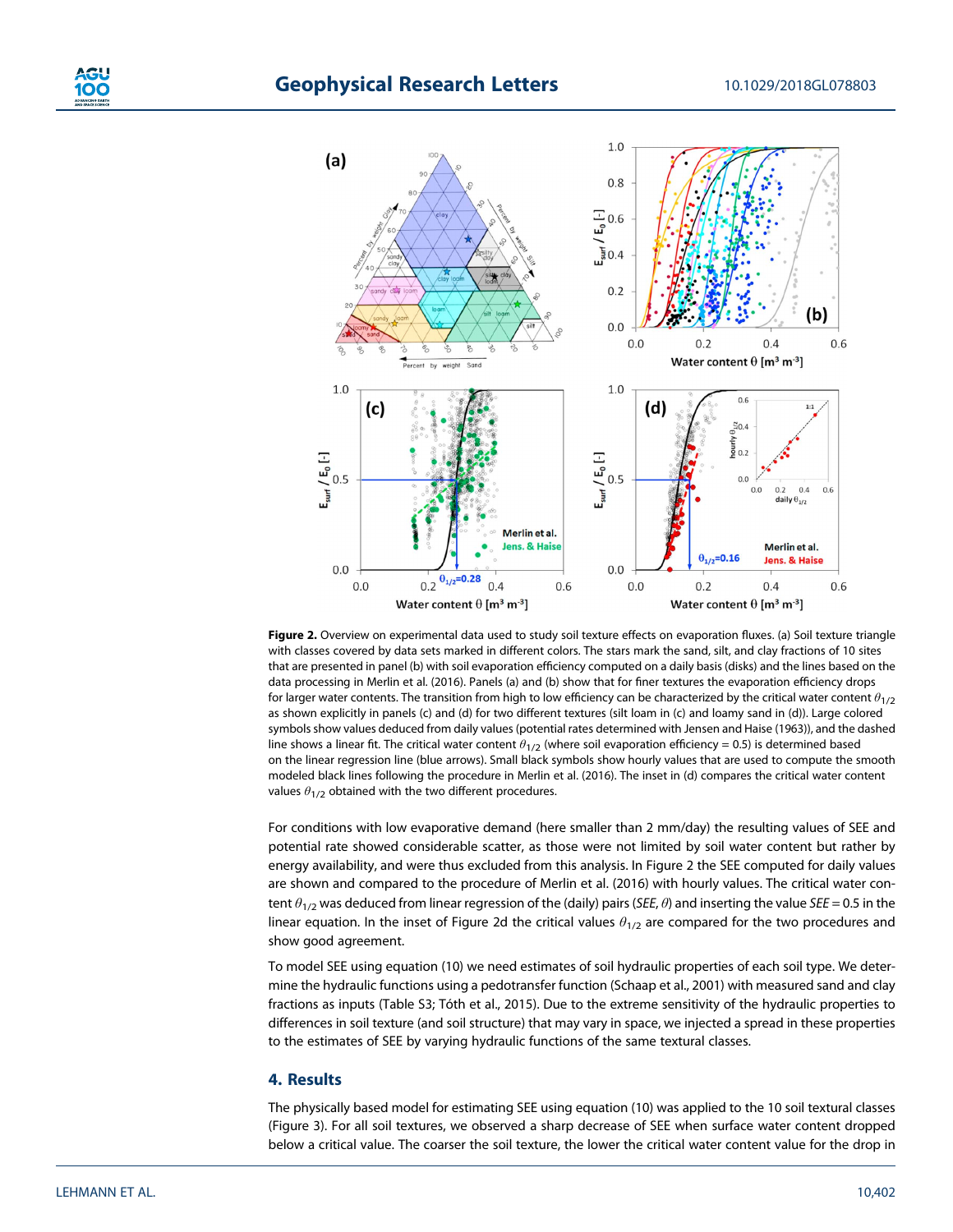**Figure 2.** Overview on experimental data used to study soil texture effects on evaporation fluxes. (a) Soil texture triangle with classes covered by data sets marked in different colors. The stars mark the sand, silt, and clay fractions of 10 sites that are presented in panel (b) with soil evaporation efficiency computed on a daily basis (disks) and the lines based on the data processing in Merlin et al. (2016). Panels (a) and (b) show that for finer textures the evaporation efficiency drops for larger water contents. The transition from high to low efficiency can be characterized by the critical water content $\theta_{1/2}$ as shown explicitly in panels (c) and (d) for two different textures (silt loam in (c) and loamy sand in (d)). Large colored symbols show values deduced from daily values (potential rates determined with Jensen and Haise (1963)), and the dashed line shows a linear fit. The critical water content $\theta_{1/2}$ (where soil evaporation efficiency = 0.5) is determined based on the linear regression line (blue arrows). Small black symbols show hourly values that are used to compute the smooth modeled black lines following the procedure in Merlin et al. (2016). The inset in (d) compares the critical water content values $\theta_{1/2}$ obtained with the two different procedures.

For conditions with low evaporative demand (here smaller than 2 mm/day) the resulting values of SEE and potential rate showed considerable scatter, as those were not limited by soil water content but rather by energy availability, and were thus excluded from this analysis. In Figure 2 the SEE computed for daily values are shown and compared to the procedure of Merlin et al. (2016) with hourly values. The critical water content $\theta_{1/2}$ was deduced from linear regression of the (daily) pairs ($SEE$, $\theta$) and inserting the value $SEE = 0.5$ in the linear equation. In the inset of Figure 2d the critical values $\theta_{1/2}$ are compared for the two procedures and show good agreement.

To model SEE using equation (10) we need estimates of soil hydraulic properties of each soil type. We determine the hydraulic functions using a pedotransfer function (Schaap et al., 2001) with measured sand and clay fractions as inputs (Table S3; Tóth et al., 2015). Due to the extreme sensitivity of the hydraulic properties to differences in soil texture (and soil structure) that may vary in space, we injected a spread in these properties to the estimates of SEE by varying hydraulic functions of the same textural classes.

## 4. Results

The physically based model for estimating SEE using equation (10) was applied to the 10 soil textural classes (Figure 3). For all soil textures, we observed a sharp decrease of SEE when surface water content dropped below a critical value. The coarser the soil texture, the lower the critical water content value for the drop in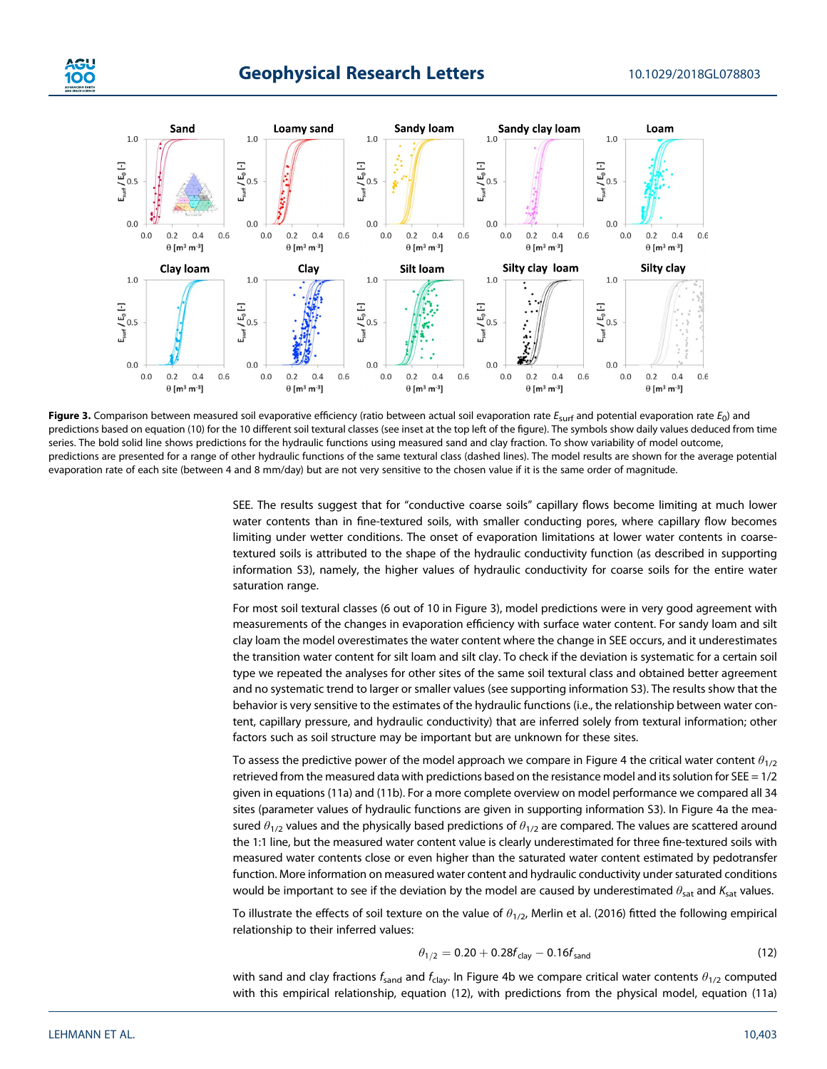**Figure 3.** Comparison between measured soil evaporative efficiency (ratio between actual soil evaporation rate $E_{surf}$ and potential evaporation rate $E_0$) and predictions based on equation (10) for the 10 different soil textural classes (see inset at the top left of the figure). The symbols show daily values deduced from time series. The bold solid line shows predictions for the hydraulic functions using measured sand and clay fraction. To show variability of model outcome, predictions are presented for a range of other hydraulic functions of the same textural class (dashed lines). The model results are shown for the average potential evaporation rate of each site (between 4 and 8 mm/day) but are not very sensitive to the chosen value if it is the same order of magnitude.

SEE. The results suggest that for "conductive coarse soils" capillary flows become limiting at much lower water contents than in fine-textured soils, with smaller conducting pores, where capillary flow becomes limiting under wetter conditions. The onset of evaporation limitations at lower water contents in coarse-textured soils is attributed to the shape of the hydraulic conductivity function (as described in supporting information S3), namely, the higher values of hydraulic conductivity for coarse soils for the entire water saturation range.

For most soil textural classes (6 out of 10 in Figure 3), model predictions were in very good agreement with measurements of the changes in evaporation efficiency with surface water content. For sandy loam and silt clay loam the model overestimates the water content where the change in SEE occurs, and it underestimates the transition water content for silt loam and silt clay. To check if the deviation is systematic for a certain soil type we repeated the analyses for other sites of the same soil textural class and obtained better agreement and no systematic trend to larger or smaller values (see supporting information S3). The results show that the behavior is very sensitive to the estimates of the hydraulic functions (i.e., the relationship between water content, capillary pressure, and hydraulic conductivity) that are inferred solely from textural information; other factors such as soil structure may be important but are unknown for these sites.

To assess the predictive power of the model approach we compare in Figure 4 the critical water content $\theta_{1/2}$ retrieved from the measured data with predictions based on the resistance model and its solution for SEE = 1/2 given in equations (11a) and (11b). For a more complete overview on model performance we compared all 34 sites (parameter values of hydraulic functions are given in supporting information S3). In Figure 4a the measured $\theta_{1/2}$ values and the physically based predictions of $\theta_{1/2}$ are compared. The values are scattered around the 1:1 line, but the measured water content value is clearly underestimated for three fine-textured soils with measured water contents close or even higher than the saturated water content estimated by pedotransfer function. More information on measured water content and hydraulic conductivity under saturated conditions would be important to see if the deviation by the model are caused by underestimated $\theta_{sat}$ and $K_{sat}$ values.

To illustrate the effects of soil texture on the value of $\theta_{1/2}$, Merlin et al. (2016) fitted the following empirical relationship to their inferred values:

$$\theta_{1/2} = 0.20 + 0.28 f_{clay} - 0.16 f_{sand} \tag{12}$$

with sand and clay fractions $f_{sand}$ and $f_{clay}$. In Figure 4b we compare critical water contents $\theta_{1/2}$ computed with this empirical relationship, equation (12), with predictions from the physical model, equation (11a)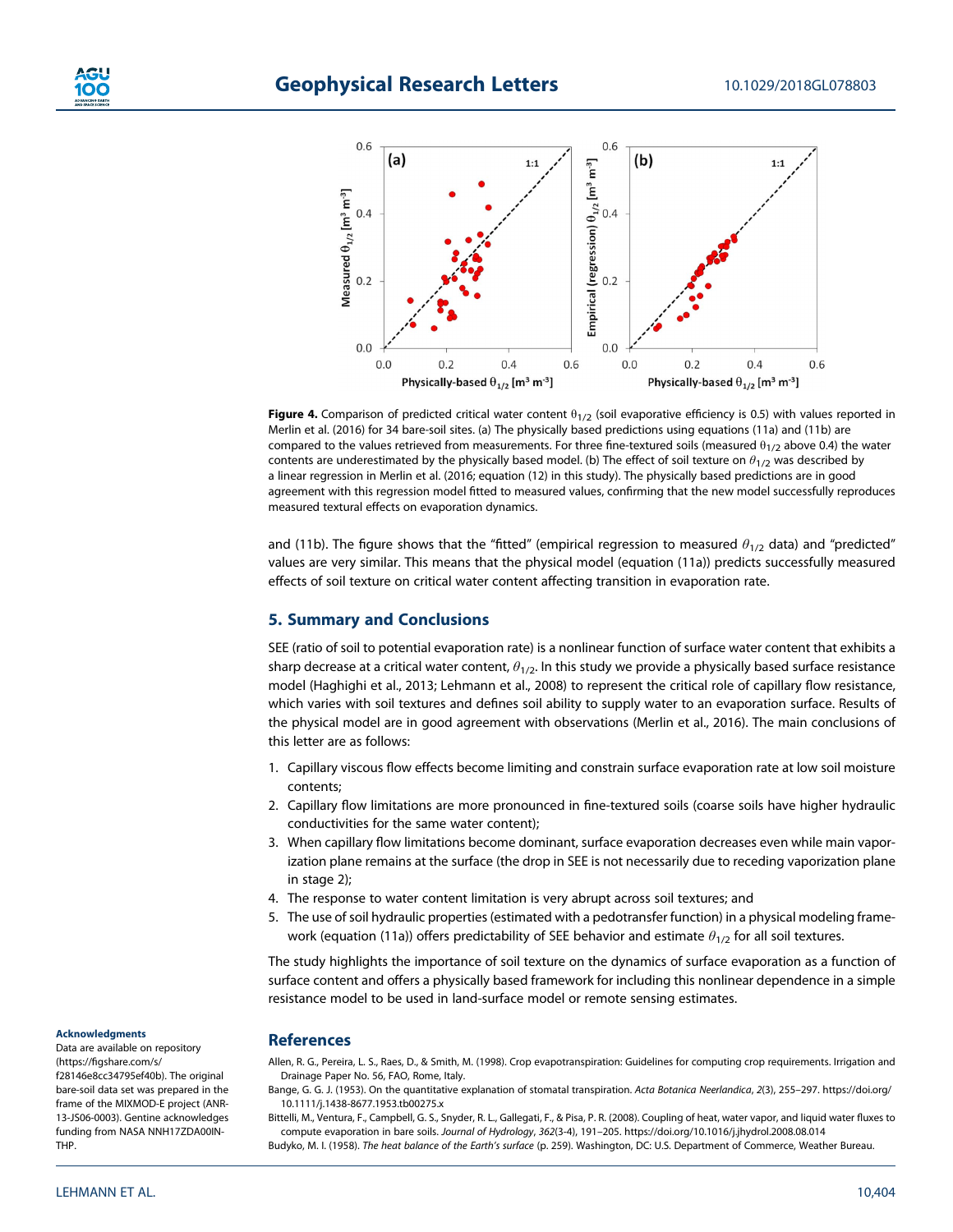Figure 4. Comparison of predicted critical water content $\theta_{1/2}$ (soil evaporative efficiency is 0.5) with values reported in Merlin et al. (2016) for 34 bare-soil sites. (a) The physically based predictions using equations (11a) and (11b) are compared to the values retrieved from measurements. For three fine-textured soils (measured $\theta_{1/2}$ above 0.4) the water contents are underestimated by the physically based model. (b) The effect of soil texture on $\theta_{1/2}$ was described by a linear regression in Merlin et al. (2016; equation (12) in this study). The physically based predictions are in good agreement with this regression model fitted to measured values, confirming that the new model successfully reproduces measured textural effects on evaporation dynamics.

and (11b). The figure shows that the "fitted" (empirical regression to measured $\theta_{1/2}$ data) and "predicted" values are very similar. This means that the physical model (equation (11a)) predicts successfully measured effects of soil texture on critical water content affecting transition in evaporation rate.

## 5. Summary and Conclusions

SEE (ratio of soil to potential evaporation rate) is a nonlinear function of surface water content that exhibits a sharp decrease at a critical water content, $\theta_{1/2}$. In this study we provide a physically based surface resistance model (Haghighi et al., 2013; Lehmann et al., 2008) to represent the critical role of capillary flow resistance, which varies with soil textures and defines soil ability to supply water to an evaporation surface. Results of the physical model are in good agreement with observations (Merlin et al., 2016). The main conclusions of this letter are as follows:

1. Capillary viscous flow effects become limiting and constrain surface evaporation rate at low soil moisture contents;
2. Capillary flow limitations are more pronounced in fine-textured soils (coarse soils have higher hydraulic conductivities for the same water content);
3. When capillary flow limitations become dominant, surface evaporation decreases even while main vaporization plane remains at the surface (the drop in SEE is not necessarily due to receding vaporization plane in stage 2);
4. The response to water content limitation is very abrupt across soil textures; and
5. The use of soil hydraulic properties (estimated with a pedotransfer function) in a physical modeling framework (equation (11a)) offers predictability of SEE behavior and estimate $\theta_{1/2}$ for all soil textures.

The study highlights the importance of soil texture on the dynamics of surface evaporation as a function of surface content and offers a physically based framework for including this nonlinear dependence in a simple resistance model to be used in land-surface model or remote sensing estimates.

### Acknowledgments

Data are available on repository (https://figshare.com/s/f28146e8cc34795ef40b). The original bare-soil data set was prepared in the frame of the MIXMOD-E project (ANR-13-JS06-0003). Gentine acknowledges funding from NASA NNH17ZDA00IN-THP.

## References

Allen, R. G., Pereira, L. S., Raes, D., & Smith, M. (1998). Crop evapotranspiration: Guidelines for computing crop requirements. Irrigation and Drainage Paper No. 56, FAO, Rome, Italy.

Bange, G. G. J. (1953). On the quantitative explanation of stomatal transpiration. *Acta Botanica Neerlandica*, *2*(3), 255–297. https://doi.org/10.1111/j.1438-8677.1953.tb00275.x

Bittelli, M., Ventura, F., Campbell, G. S., Snyder, R. L., Gallegati, F., & Pisa, P. R. (2008). Coupling of heat, water vapor, and liquid water fluxes to compute evaporation in bare soils. *Journal of Hydrology*, *362*(3-4), 191–205. https://doi.org/10.1016/j.jhydrol.2008.08.014

Budyko, M. I. (1958). *The heat balance of the Earth's surface* (p. 259). Washington, DC: U.S. Department of Commerce, Weather Bureau.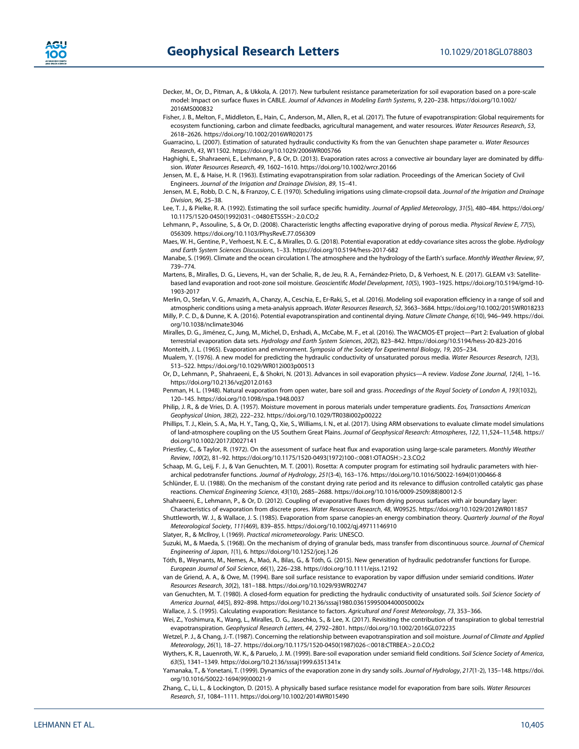Decker, M., Or, D., Pitman, A., & Ukkola, A. (2017). New turbulent resistance parameterization for soil evaporation based on a pore-scale model: Impact on surface fluxes in CABLE. *Journal of Advances in Modeling Earth Systems*, *9*, 220–238. https://doi.org/10.1002/2016MS000832

Fisher, J. B., Melton, F., Middleton, E., Hain, C., Anderson, M., Allen, R., et al. (2017). The future of evapotranspiration: Global requirements for ecosystem functioning, carbon and climate feedbacks, agricultural management, and water resources. *Water Resources Research*, *53*, 2618–2626. https://doi.org/10.1002/2016WR020175

Guarracino, L. (2007). Estimation of saturated hydraulic conductivity Ks from the van Genuchten shape parameter α. *Water Resources Research*, *43*, W11502. https://doi.org/10.1029/2006WR005766

Haghighi, E., Shahraeeni, E., Lehmann, P., & Or, D. (2013). Evaporation rates across a convective air boundary layer are dominated by diffusion. *Water Resources Research*, *49*, 1602–1610. https://doi.org/10.1002/wrcr.20166

Jensen, M. E., & Haise, H. R. (1963). Estimating evapotranspiration from solar radiation. Proceedings of the American Society of Civil Engineers. *Journal of the Irrigation and Drainage Division*, *89*, 15–41.

Jensen, M. E., Robb, D. C. N., & Franzoy, C. E. (1970). Scheduling irrigations using climate-cropsoil data. *Journal of the Irrigation and Drainage Division*, *96*, 25–38.

Lee, T. J., & Pielke, R. A. (1992). Estimating the soil surface specific humidity. *Journal of Applied Meteorology*, *31*(5), 480–484. https://doi.org/10.1175/1520-0450(1992)031<0480:ETSSSH>2.0.CO;2

Lehmann, P., Assouline, S., & Or, D. (2008). Characteristic lengths affecting evaporative drying of porous media. *Physical Review E*, *77*(5), 056309. https://doi.org/10.1103/PhysRevE.77.056309

Maes, W. H., Gentine, P., Verhoest, N. E. C., & Miralles, D. G. (2018). Potential evaporation at eddy-covariance sites across the globe. *Hydrology and Earth System Sciences Discussions*, 1–33. https://doi.org/10.5194/hess-2017-682

Manabe, S. (1969). Climate and the ocean circulation I. The atmosphere and the hydrology of the Earth's surface. *Monthly Weather Review*, *97*, 739–774.

Martens, B., Miralles, D. G., Lievens, H., van der Schalie, R., de Jeu, R. A., Fernández-Prieto, D., & Verhoest, N. E. (2017). GLEAM v3: Satellite-based land evaporation and root-zone soil moisture. *Geoscientific Model Development*, *10*(5), 1903–1925. https://doi.org/10.5194/gmd-10-1903-2017

Merlin, O., Stefan, V. G., Amazirh, A., Chanzy, A., Ceschia, E., Er-Raki, S., et al. (2016). Modeling soil evaporation efficiency in a range of soil and atmospheric conditions using a meta-analysis approach. *Water Resources Research*, *52*, 3663–3684. https://doi.org/10.1002/2015WR018233

Milly, P. C. D., & Dunne, K. A. (2016). Potential evapotranspiration and continental drying. *Nature Climate Change*, *6*(10), 946–949. https://doi.org/10.1038/nclimate3046

Miralles, D. G., Jiménez, C., Jung, M., Michel, D., Ershadi, A., McCabe, M. F., et al. (2016). The WACMOS-ET project—Part 2: Evaluation of global terrestrial evaporation data sets. *Hydrology and Earth System Sciences*, *20*(2), 823–842. https://doi.org/10.5194/hess-20-823-2016

Monteith, J. L. (1965). Evaporation and environment. *Symposia of the Society for Experimental Biology*, *19*, 205–234.

Mualem, Y. (1976). A new model for predicting the hydraulic conductivity of unsaturated porous media. *Water Resources Research*, *12*(3), 513–522. https://doi.org/10.1029/WR012i003p00513

Or, D., Lehmann, P., Shahraeeni, E., & Shokri, N. (2013). Advances in soil evaporation physics—A review. *Vadose Zone Journal*, *12*(4), 1–16. https://doi.org/10.2136/vzj2012.0163

Penman, H. L. (1948). Natural evaporation from open water, bare soil and grass. *Proceedings of the Royal Society of London A*, *193*(1032), 120–145. https://doi.org/10.1098/rspa.1948.0037

Philip, J. R., & de Vries, D. A. (1957). Moisture movement in porous materials under temperature gradients. *Eos, Transactions American Geophysical Union*, *38*(2), 222–232. https://doi.org/10.1029/TR038i002p00222

Phillips, T. J., Klein, S. A., Ma, H. Y., Tang, Q., Xie, S., Williams, I. N., et al. (2017). Using ARM observations to evaluate climate model simulations of land-atmosphere coupling on the US Southern Great Plains. *Journal of Geophysical Research: Atmospheres*, *122*, 11,524–11,548. https://doi.org/10.1002/2017JD027141

Priestley, C., & Taylor, R. (1972). On the assessment of surface heat flux and evaporation using large-scale parameters. *Monthly Weather Review*, *100*(2), 81–92. https://doi.org/10.1175/1520-0493(1972)100<0081:OTAOSH>2.3.CO;2

Schaap, M. G., Leij, F. J., & Van Genuchten, M. T. (2001). Rosetta: A computer program for estimating soil hydraulic parameters with hierarchical pedotransfer functions. *Journal of Hydrology*, *251*(3-4), 163–176. https://doi.org/10.1016/S0022-1694(01)00466-8

Schlünder, E. U. (1988). On the mechanism of the constant drying rate period and its relevance to diffusion controlled catalytic gas phase reactions. *Chemical Engineering Science*, *43*(10), 2685–2688. https://doi.org/10.1016/0009-2509(88)80012-5

Shahraeeni, E., Lehmann, P., & Or, D. (2012). Coupling of evaporative fluxes from drying porous surfaces with air boundary layer: Characteristics of evaporation from discrete pores. *Water Resources Research*, *48*, W09525. https://doi.org/10.1029/2012WR011857

Shuttleworth, W. J., & Wallace, J. S. (1985). Evaporation from sparse canopies-an energy combination theory. *Quarterly Journal of the Royal Meteorological Society*, *111*(469), 839–855. https://doi.org/10.1002/qj.49711146910

Slatyer, R., & McIlroy, I. (1969). *Practical micrometeorology*. Paris: UNESCO.

Suzuki, M., & Maeda, S. (1968). On the mechanism of drying of granular beds, mass transfer from discontinuous source. *Journal of Chemical Engineering of Japan*, *1*(1), 6. https://doi.org/10.1252/jcej.1.26

Tóth, B., Weynants, M., Nemes, A., Maó, A., Bilas, G., & Tóth, G. (2015). New generation of hydraulic pedotransfer functions for Europe. *European Journal of Soil Science*, *66*(1), 226–238. https://doi.org/10.1111/ejss.12192

van de Griend, A. A., & Owe, M. (1994). Bare soil surface resistance to evaporation by vapor diffusion under semiarid conditions. *Water Resources Research*, *30*(2), 181–188. https://doi.org/10.1029/93WR02747

van Genuchten, M. T. (1980). A closed-form equation for predicting the hydraulic conductivity of unsaturated soils. *Soil Science Society of America Journal*, *44*(5), 892–898. https://doi.org/10.2136/sssaj1980.03615995004400050002x

Wallace, J. S. (1995). Calculating evaporation: Resistance to factors. *Agricultural and Forest Meteorology*, *73*, 353–366.

Wei, Z., Yoshimura, K., Wang, L., Miralles, D. G., Jasechko, S., & Lee, X. (2017). Revisiting the contribution of transpiration to global terrestrial evapotranspiration. *Geophysical Research Letters*, *44*, 2792–2801. https://doi.org/10.1002/2016GL072235

Wetzel, P. J., & Chang, J.-T. (1987). Concerning the relationship between evapotranspiration and soil moisture. *Journal of Climate and Applied Meteorology*, *26*(1), 18–27. https://doi.org/10.1175/1520-0450(1987)026<0018:CTRBEA>2.0.CO;2

Wythers, K. R., Lauenroth, W. K., & Paruelo, J. M. (1999). Bare-soil evaporation under semiarid field conditions. *Soil Science Society of America*, *63*(5), 1341–1349. https://doi.org/10.2136/sssaj1999.6351341x

Yamanaka, T., & Yonetani, T. (1999). Dynamics of the evaporation zone in dry sandy soils. *Journal of Hydrology*, *217*(1-2), 135–148. https://doi.org/10.1016/S0022-1694(99)00021-9

Zhang, C., Li, L., & Lockington, D. (2015). A physically based surface resistance model for evaporation from bare soils. *Water Resources Research*, *51*, 1084–1111. https://doi.org/10.1002/2014WR015490